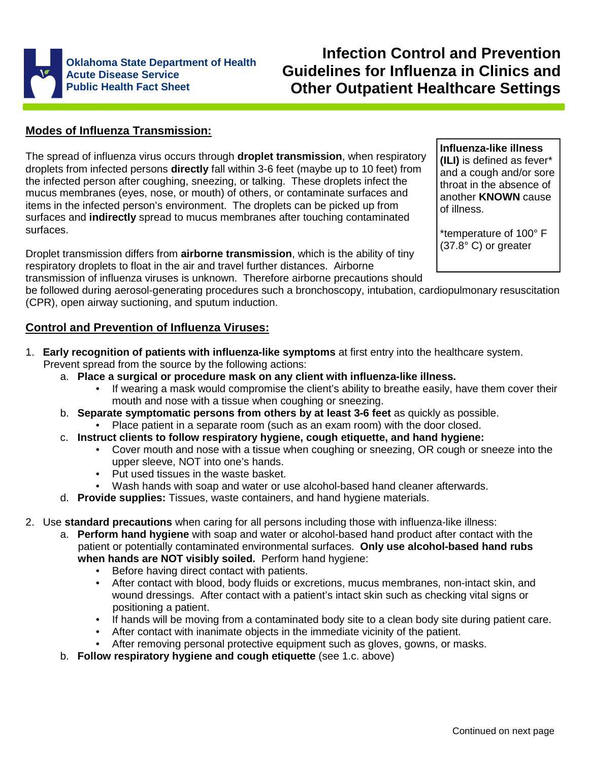Oklahoma State Department of Health
Acute Disease Service
Public Health Fact Sheet

# Infection Control and Prevention Guidelines for Influenza in Clinics and Other Outpatient Healthcare Settings

## Modes of Influenza Transmission:

The spread of influenza virus occurs through **droplet transmission**, when respiratory droplets from infected persons **directly** fall within 3-6 feet (maybe up to 10 feet) from the infected person after coughing, sneezing, or talking. These droplets infect the mucus membranes (eyes, nose, or mouth) of others, or contaminate surfaces and items in the infected person's environment. The droplets can be picked up from surfaces and **indirectly** spread to mucus membranes after touching contaminated surfaces.

> **Influenza-like illness (ILI)** is defined as fever* and a cough and/or sore throat in the absence of another **KNOWN** cause of illness.
>
> *temperature of 100° F (37.8° C) or greater

Droplet transmission differs from **airborne transmission**, which is the ability of tiny respiratory droplets to float in the air and travel further distances. Airborne transmission of influenza viruses is unknown. Therefore airborne precautions should be followed during aerosol-generating procedures such a bronchoscopy, intubation, cardiopulmonary resuscitation (CPR), open airway suctioning, and sputum induction.

## Control and Prevention of Influenza Viruses:

1. **Early recognition of patients with influenza-like symptoms** at first entry into the healthcare system. Prevent spread from the source by the following actions:
    a. **Place a surgical or procedure mask on any client with influenza-like illness.**
        - If wearing a mask would compromise the client's ability to breathe easily, have them cover their mouth and nose with a tissue when coughing or sneezing.

    b. **Separate symptomatic persons from others by at least 3-6 feet** as quickly as possible.
        - Place patient in a separate room (such as an exam room) with the door closed.

    c. **Instruct clients to follow respiratory hygiene, cough etiquette, and hand hygiene:**
        - Cover mouth and nose with a tissue when coughing or sneezing, OR cough or sneeze into the upper sleeve, NOT into one's hands.
        - Put used tissues in the waste basket.
        - Wash hands with soap and water or use alcohol-based hand cleaner afterwards.

    d. **Provide supplies:** Tissues, waste containers, and hand hygiene materials.

2. Use **standard precautions** when caring for all persons including those with influenza-like illness:
    a. **Perform hand hygiene** with soap and water or alcohol-based hand product after contact with the patient or potentially contaminated environmental surfaces. **Only use alcohol-based hand rubs when hands are NOT visibly soiled.** Perform hand hygiene:
        - Before having direct contact with patients.
        - After contact with blood, body fluids or excretions, mucus membranes, non-intact skin, and wound dressings. After contact with a patient's intact skin such as checking vital signs or positioning a patient.
        - If hands will be moving from a contaminated body site to a clean body site during patient care.
        - After contact with inanimate objects in the immediate vicinity of the patient.
        - After removing personal protective equipment such as gloves, gowns, or masks.

    b. **Follow respiratory hygiene and cough etiquette** (see 1.c. above)

Continued on next page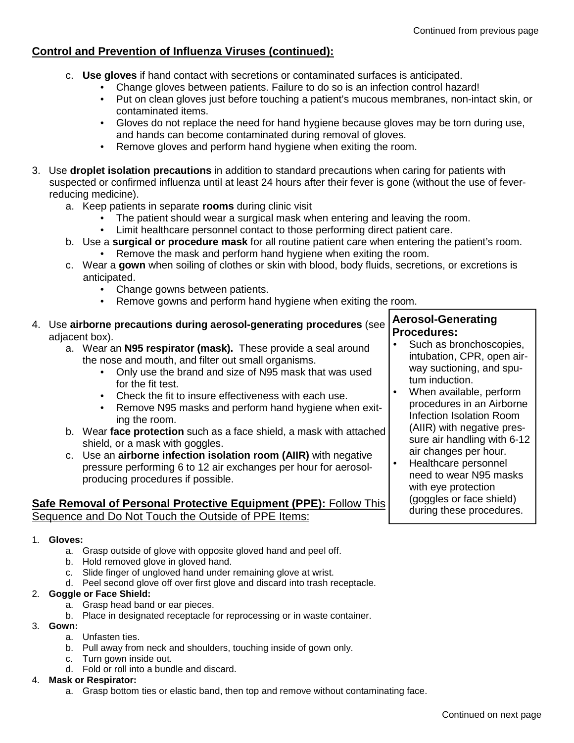## Control and Prevention of Influenza Viruses (continued):

c. **Use gloves** if hand contact with secretions or contaminated surfaces is anticipated.
   - Change gloves between patients. Failure to do so is an infection control hazard!
   - Put on clean gloves just before touching a patient's mucous membranes, non-intact skin, or contaminated items.
   - Gloves do not replace the need for hand hygiene because gloves may be torn during use, and hands can become contaminated during removal of gloves.
   - Remove gloves and perform hand hygiene when exiting the room.

3. Use **droplet isolation precautions** in addition to standard precautions when caring for patients with suspected or confirmed influenza until at least 24 hours after their fever is gone (without the use of fever-reducing medicine).
   a. Keep patients in separate **rooms** during clinic visit
      - The patient should wear a surgical mask when entering and leaving the room.
      - Limit healthcare personnel contact to those performing direct patient care.
   b. Use a **surgical or procedure mask** for all routine patient care when entering the patient's room.
      - Remove the mask and perform hand hygiene when exiting the room.
   c. Wear a **gown** when soiling of clothes or skin with blood, body fluids, secretions, or excretions is anticipated.
      - Change gowns between patients.
      - Remove gowns and perform hand hygiene when exiting the room.

4. Use **airborne precautions during aerosol-generating procedures** (see adjacent box).
   a. Wear an **N95 respirator (mask).** These provide a seal around the nose and mouth, and filter out small organisms.
      - Only use the brand and size of N95 mask that was used for the fit test.
      - Check the fit to insure effectiveness with each use.
      - Remove N95 masks and perform hand hygiene when exiting the room.
   b. Wear **face protection** such as a face shield, a mask with attached shield, or a mask with goggles.
   c. Use an **airborne infection isolation room (AIIR)** with negative pressure performing 6 to 12 air exchanges per hour for aerosol-producing procedures if possible.

**Aerosol-Generating Procedures:**
- Such as bronchoscopies, intubation, CPR, open airway suctioning, and sputum induction.
- When available, perform procedures in an Airborne Infection Isolation Room (AIIR) with negative pressure air handling with 6-12 air changes per hour.
- Healthcare personnel need to wear N95 masks with eye protection (goggles or face shield) during these procedures.

## Safe Removal of Personal Protective Equipment (PPE): Follow This Sequence and Do Not Touch the Outside of PPE Items:

1. **Gloves:**
   a. Grasp outside of glove with opposite gloved hand and peel off.
   b. Hold removed glove in gloved hand.
   c. Slide finger of ungloved hand under remaining glove at wrist.
   d. Peel second glove off over first glove and discard into trash receptacle.
2. **Goggle or Face Shield:**
   a. Grasp head band or ear pieces.
   b. Place in designated receptacle for reprocessing or in waste container.
3. **Gown:**
   a. Unfasten ties.
   b. Pull away from neck and shoulders, touching inside of gown only.
   c. Turn gown inside out.
   d. Fold or roll into a bundle and discard.
4. **Mask or Respirator:**
   a. Grasp bottom ties or elastic band, then top and remove without contaminating face.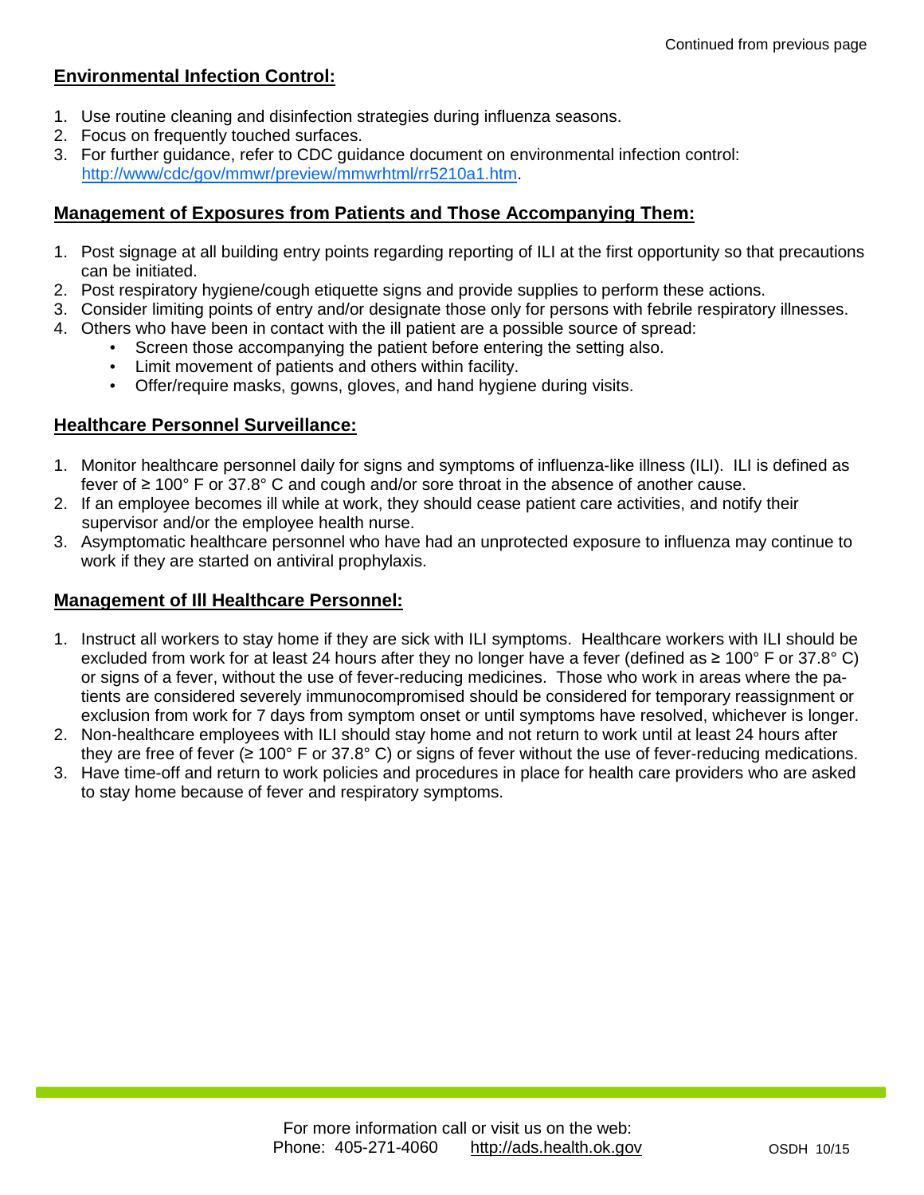Continued from previous page

## Environmental Infection Control:

1. Use routine cleaning and disinfection strategies during influenza seasons.
2. Focus on frequently touched surfaces.
3. For further guidance, refer to CDC guidance document on environmental infection control: http://www/cdc/gov/mmwr/preview/mmwrhtml/rr5210a1.htm.

## Management of Exposures from Patients and Those Accompanying Them:

1. Post signage at all building entry points regarding reporting of ILI at the first opportunity so that precautions can be initiated.
2. Post respiratory hygiene/cough etiquette signs and provide supplies to perform these actions.
3. Consider limiting points of entry and/or designate those only for persons with febrile respiratory illnesses.
4. Others who have been in contact with the ill patient are a possible source of spread:
   - Screen those accompanying the patient before entering the setting also.
   - Limit movement of patients and others within facility.
   - Offer/require masks, gowns, gloves, and hand hygiene during visits.

## Healthcare Personnel Surveillance:

1. Monitor healthcare personnel daily for signs and symptoms of influenza-like illness (ILI). ILI is defined as fever of ≥ 100° F or 37.8° C and cough and/or sore throat in the absence of another cause.
2. If an employee becomes ill while at work, they should cease patient care activities, and notify their supervisor and/or the employee health nurse.
3. Asymptomatic healthcare personnel who have had an unprotected exposure to influenza may continue to work if they are started on antiviral prophylaxis.

## Management of Ill Healthcare Personnel:

1. Instruct all workers to stay home if they are sick with ILI symptoms. Healthcare workers with ILI should be excluded from work for at least 24 hours after they no longer have a fever (defined as ≥ 100° F or 37.8° C) or signs of a fever, without the use of fever-reducing medicines. Those who work in areas where the patients are considered severely immunocompromised should be considered for temporary reassignment or exclusion from work for 7 days from symptom onset or until symptoms have resolved, whichever is longer.
2. Non-healthcare employees with ILI should stay home and not return to work until at least 24 hours after they are free of fever (≥ 100° F or 37.8° C) or signs of fever without the use of fever-reducing medications.
3. Have time-off and return to work policies and procedures in place for health care providers who are asked to stay home because of fever and respiratory symptoms.

For more information call or visit us on the web:
Phone: 405-271-4060 http://ads.health.ok.gov

OSDH 10/15